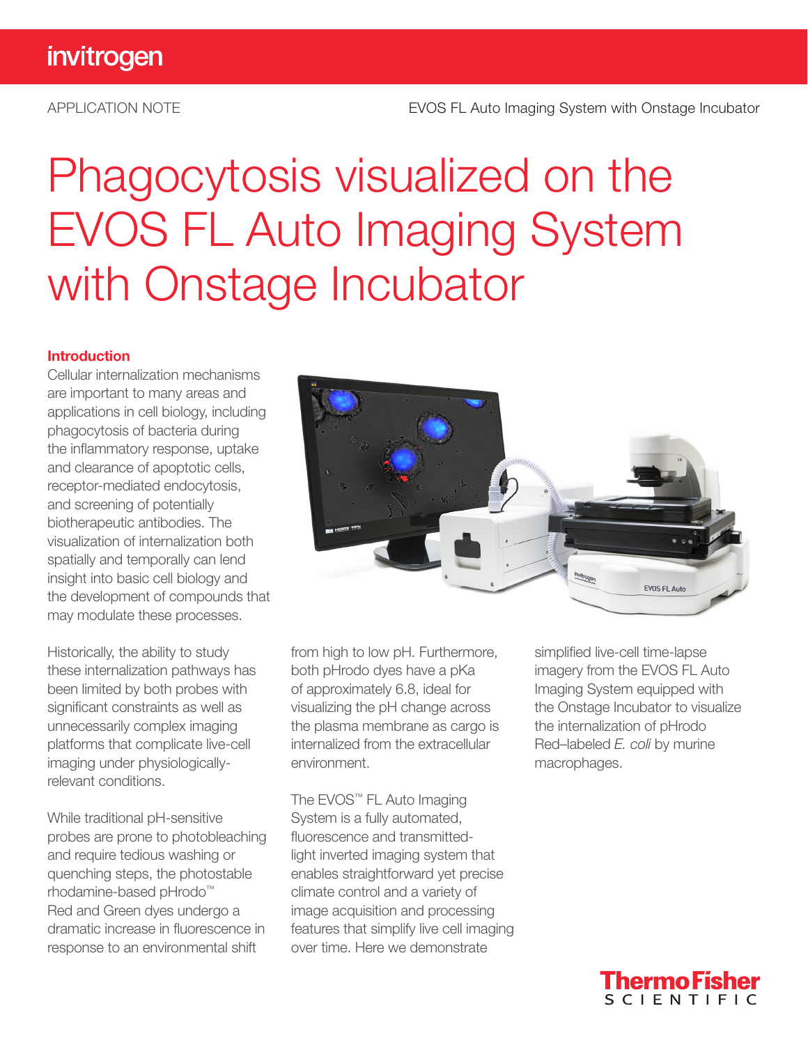APPLICATION NOTE

EVOS FL Auto Imaging System with Onstage Incubator

# Phagocytosis visualized on the EVOS FL Auto Imaging System with Onstage Incubator

## Introduction

Cellular internalization mechanisms are important to many areas and applications in cell biology, including phagocytosis of bacteria during the inflammatory response, uptake and clearance of apoptotic cells, receptor-mediated endocytosis, and screening of potentially biotherapeutic antibodies. The visualization of internalization both spatially and temporally can lend insight into basic cell biology and the development of compounds that may modulate these processes.

Historically, the ability to study these internalization pathways has been limited by both probes with significant constraints as well as unnecessarily complex imaging platforms that complicate live-cell imaging under physiologically-relevant conditions.

While traditional pH-sensitive probes are prone to photobleaching and require tedious washing or quenching steps, the photostable rhodamine-based pHrodo™ Red and Green dyes undergo a dramatic increase in fluorescence in response to an environmental shift from high to low pH. Furthermore, both pHrodo dyes have a pKa of approximately 6.8, ideal for visualizing the pH change across the plasma membrane as cargo is internalized from the extracellular environment.

The EVOS™ FL Auto Imaging System is a fully automated, fluorescence and transmitted-light inverted imaging system that enables straightforward yet precise climate control and a variety of image acquisition and processing features that simplify live cell imaging over time. Here we demonstrate simplified live-cell time-lapse imagery from the EVOS FL Auto Imaging System equipped with the Onstage Incubator to visualize the internalization of pHrodo Red–labeled *E. coli* by murine macrophages.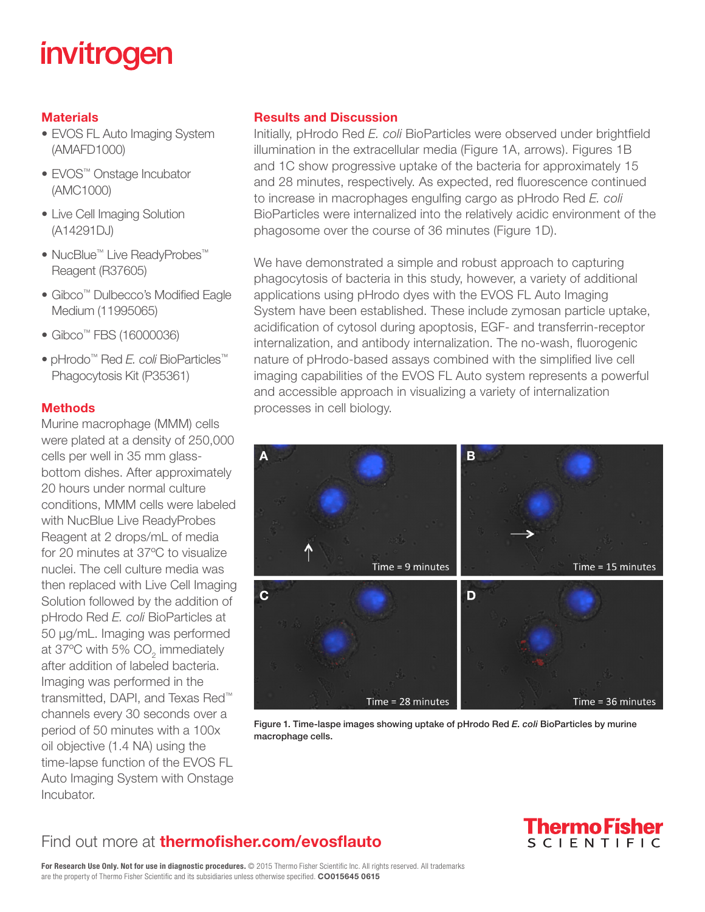## Materials

- EVOS FL Auto Imaging System (AMAFD1000)
- EVOS™ Onstage Incubator (AMC1000)
- Live Cell Imaging Solution (A14291DJ)
- NucBlue™ Live ReadyProbes™ Reagent (R37605)
- Gibco™ Dulbecco's Modified Eagle Medium (11995065)
- Gibco™ FBS (16000036)
- pHrodo™ Red *E. coli* BioParticles™ Phagocytosis Kit (P35361)

## Methods

Murine macrophage (MMM) cells were plated at a density of 250,000 cells per well in 35 mm glass-bottom dishes. After approximately 20 hours under normal culture conditions, MMM cells were labeled with NucBlue Live ReadyProbes Reagent at 2 drops/mL of media for 20 minutes at 37ºC to visualize nuclei. The cell culture media was then replaced with Live Cell Imaging Solution followed by the addition of pHrodo Red *E. coli* BioParticles at 50 µg/mL. Imaging was performed at 37ºC with 5% $CO_2$ immediately after addition of labeled bacteria. Imaging was performed in the transmitted, DAPI, and Texas Red™ channels every 30 seconds over a period of 50 minutes with a 100x oil objective (1.4 NA) using the time-lapse function of the EVOS FL Auto Imaging System with Onstage Incubator.

## Results and Discussion

Initially, pHrodo Red *E. coli* BioParticles were observed under brightfield illumination in the extracellular media (Figure 1A, arrows). Figures 1B and 1C show progressive uptake of the bacteria for approximately 15 and 28 minutes, respectively. As expected, red fluorescence continued to increase in macrophages engulfing cargo as pHrodo Red *E. coli* BioParticles were internalized into the relatively acidic environment of the phagosome over the course of 36 minutes (Figure 1D).

We have demonstrated a simple and robust approach to capturing phagocytosis of bacteria in this study, however, a variety of additional applications using pHrodo dyes with the EVOS FL Auto Imaging System have been established. These include zymosan particle uptake, acidification of cytosol during apoptosis, EGF- and transferrin-receptor internalization, and antibody internalization. The no-wash, fluorogenic nature of pHrodo-based assays combined with the simplified live cell imaging capabilities of the EVOS FL Auto system represents a powerful and accessible approach in visualizing a variety of internalization processes in cell biology.

A
Time = 9 minutes

B
Time = 15 minutes

C
Time = 28 minutes

D
Time = 36 minutes

**Figure 1. Time-laspe images showing uptake of pHrodo Red *E. coli* BioParticles by murine macrophage cells.**

Find out more at **thermofisher.com/evosflauto**

**For Research Use Only. Not for use in diagnostic procedures.** © 2015 Thermo Fisher Scientific Inc. All rights reserved. All trademarks are the property of Thermo Fisher Scientific and its subsidiaries unless otherwise specified. **CO015645 0615**